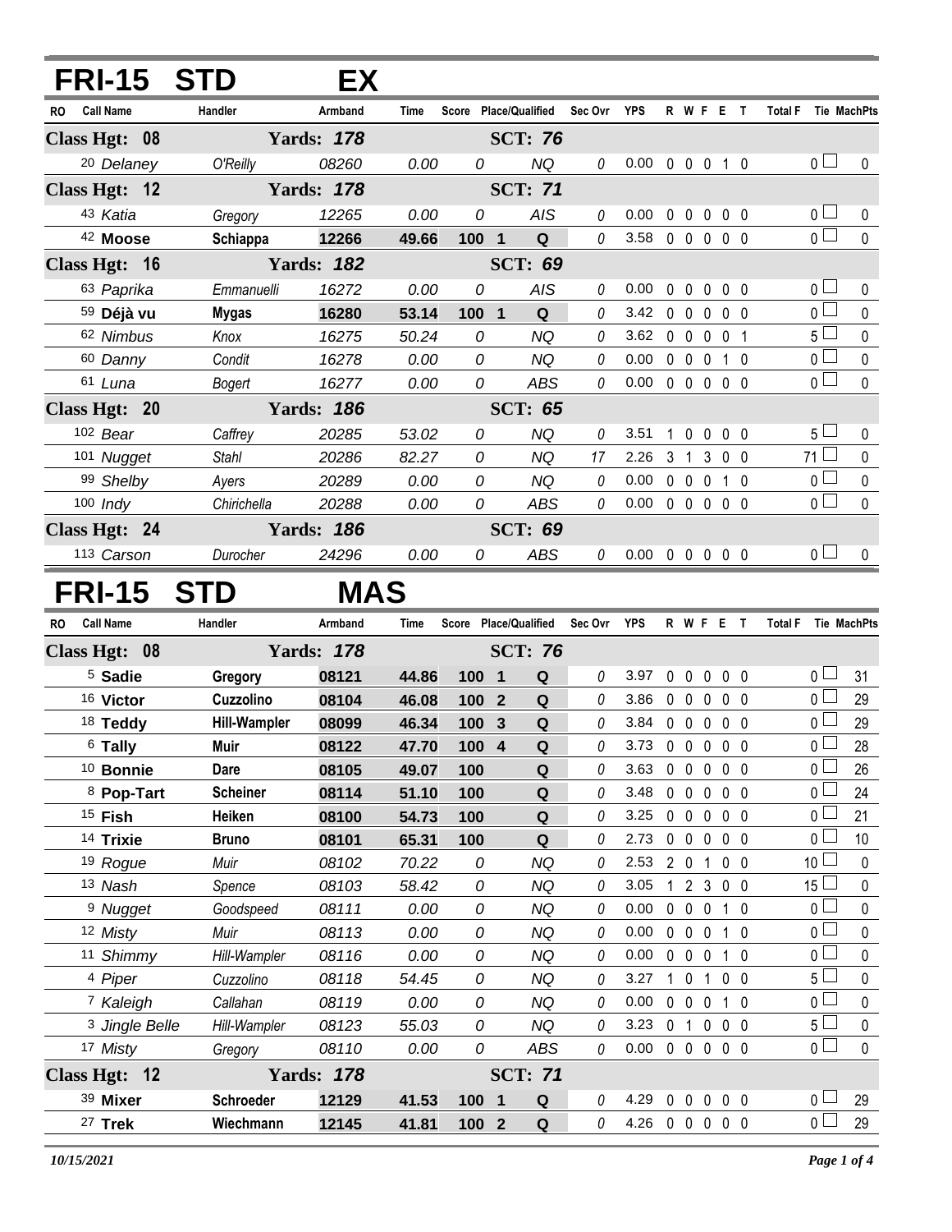# FRI-15 STD EX

| RO | Call Name | Handler | Armband | Time | Score | Place/Qualified | | Sec Ovr | YPS | R | W | F | E | T | Total F | Tie | MachPts |
|---|---|---|---|---|---|---|---|---|---|---|---|---|---|---|---|---|---|
| **Class Hgt: 08** | | **Yards: 178** | | | | **SCT: 76** | | | | | | | | | | | |
| 20 | *Delaney* | *O'Reilly* | *08260* | *0.00* | *0* | | *NQ* | *0* | 0.00 | 0 | 0 | 0 | 1 | 0 | 0 | ☐ | 0 |
| **Class Hgt: 12** | | **Yards: 178** | | | | **SCT: 71** | | | | | | | | | | | |
| 43 | *Katia* | *Gregory* | *12265* | *0.00* | *0* | | *AIS* | *0* | 0.00 | 0 | 0 | 0 | 0 | 0 | 0 | ☐ | 0 |
| 42 | **Moose** | **Schiappa** | **12266** | **49.66** | **100** | **1** | **Q** | *0* | 3.58 | 0 | 0 | 0 | 0 | 0 | 0 | ☐ | 0 |
| **Class Hgt: 16** | | **Yards: 182** | | | | **SCT: 69** | | | | | | | | | | | |
| 63 | *Paprika* | *Emmanuelli* | *16272* | *0.00* | *0* | | *AIS* | *0* | 0.00 | 0 | 0 | 0 | 0 | 0 | 0 | ☐ | 0 |
| 59 | **Déjà vu** | **Mygas** | **16280** | **53.14** | **100** | **1** | **Q** | *0* | 3.42 | 0 | 0 | 0 | 0 | 0 | 0 | ☐ | 0 |
| 62 | *Nimbus* | *Knox* | *16275* | *50.24* | *0* | | *NQ* | *0* | 3.62 | 0 | 0 | 0 | 0 | 1 | 5 | ☐ | 0 |
| 60 | *Danny* | *Condit* | *16278* | *0.00* | *0* | | *NQ* | *0* | 0.00 | 0 | 0 | 0 | 1 | 0 | 0 | ☐ | 0 |
| 61 | *Luna* | *Bogert* | *16277* | *0.00* | *0* | | *ABS* | *0* | 0.00 | 0 | 0 | 0 | 0 | 0 | 0 | ☐ | 0 |
| **Class Hgt: 20** | | **Yards: 186** | | | | **SCT: 65** | | | | | | | | | | | |
| 102 | *Bear* | *Caffrey* | *20285* | *53.02* | *0* | | *NQ* | *0* | 3.51 | 1 | 0 | 0 | 0 | 0 | 5 | ☐ | 0 |
| 101 | *Nugget* | *Stahl* | *20286* | *82.27* | *0* | | *NQ* | *17* | 2.26 | 3 | 1 | 3 | 0 | 0 | 71 | ☐ | 0 |
| 99 | *Shelby* | *Ayers* | *20289* | *0.00* | *0* | | *NQ* | *0* | 0.00 | 0 | 0 | 0 | 1 | 0 | 0 | ☐ | 0 |
| 100 | *Indy* | *Chirichella* | *20288* | *0.00* | *0* | | *ABS* | *0* | 0.00 | 0 | 0 | 0 | 0 | 0 | 0 | ☐ | 0 |
| **Class Hgt: 24** | | **Yards: 186** | | | | **SCT: 69** | | | | | | | | | | | |
| 113 | *Carson* | *Durocher* | *24296* | *0.00* | *0* | | *ABS* | *0* | 0.00 | 0 | 0 | 0 | 0 | 0 | 0 | ☐ | 0 |

# FRI-15 STD MAS

| RO | Call Name | Handler | Armband | Time | Score | Place/Qualified | | Sec Ovr | YPS | R | W | F | E | T | Total F | Tie | MachPts |
|---|---|---|---|---|---|---|---|---|---|---|---|---|---|---|---|---|---|
| **Class Hgt: 08** | | **Yards: 178** | | | | **SCT: 76** | | | | | | | | | | | |
| 5 | **Sadie** | **Gregory** | **08121** | **44.86** | **100** | **1** | **Q** | *0* | 3.97 | 0 | 0 | 0 | 0 | 0 | 0 | ☐ | 31 |
| 16 | **Victor** | **Cuzzolino** | **08104** | **46.08** | **100** | **2** | **Q** | *0* | 3.86 | 0 | 0 | 0 | 0 | 0 | 0 | ☐ | 29 |
| 18 | **Teddy** | **Hill-Wampler** | **08099** | **46.34** | **100** | **3** | **Q** | *0* | 3.84 | 0 | 0 | 0 | 0 | 0 | 0 | ☐ | 29 |
| 6 | **Tally** | **Muir** | **08122** | **47.70** | **100** | **4** | **Q** | *0* | 3.73 | 0 | 0 | 0 | 0 | 0 | 0 | ☐ | 28 |
| 10 | **Bonnie** | **Dare** | **08105** | **49.07** | **100** | | **Q** | *0* | 3.63 | 0 | 0 | 0 | 0 | 0 | 0 | ☐ | 26 |
| 8 | **Pop-Tart** | **Scheiner** | **08114** | **51.10** | **100** | | **Q** | *0* | 3.48 | 0 | 0 | 0 | 0 | 0 | 0 | ☐ | 24 |
| 15 | **Fish** | **Heiken** | **08100** | **54.73** | **100** | | **Q** | *0* | 3.25 | 0 | 0 | 0 | 0 | 0 | 0 | ☐ | 21 |
| 14 | **Trixie** | **Bruno** | **08101** | **65.31** | **100** | | **Q** | *0* | 2.73 | 0 | 0 | 0 | 0 | 0 | 0 | ☐ | 10 |
| 19 | *Rogue* | *Muir* | *08102* | *70.22* | *0* | | *NQ* | *0* | 2.53 | 2 | 0 | 1 | 0 | 0 | 10 | ☐ | 0 |
| 13 | *Nash* | *Spence* | *08103* | *58.42* | *0* | | *NQ* | *0* | 3.05 | 1 | 2 | 3 | 0 | 0 | 15 | ☐ | 0 |
| 9 | *Nugget* | *Goodspeed* | *08111* | *0.00* | *0* | | *NQ* | *0* | 0.00 | 0 | 0 | 0 | 1 | 0 | 0 | ☐ | 0 |
| 12 | *Misty* | *Muir* | *08113* | *0.00* | *0* | | *NQ* | *0* | 0.00 | 0 | 0 | 0 | 1 | 0 | 0 | ☐ | 0 |
| 11 | *Shimmy* | *Hill-Wampler* | *08116* | *0.00* | *0* | | *NQ* | *0* | 0.00 | 0 | 0 | 0 | 1 | 0 | 0 | ☐ | 0 |
| 4 | *Piper* | *Cuzzolino* | *08118* | *54.45* | *0* | | *NQ* | *0* | 3.27 | 1 | 0 | 1 | 0 | 0 | 5 | ☐ | 0 |
| 7 | *Kaleigh* | *Callahan* | *08119* | *0.00* | *0* | | *NQ* | *0* | 0.00 | 0 | 0 | 0 | 1 | 0 | 0 | ☐ | 0 |
| 3 | *Jingle Belle* | *Hill-Wampler* | *08123* | *55.03* | *0* | | *NQ* | *0* | 3.23 | 0 | 1 | 0 | 0 | 0 | 5 | ☐ | 0 |
| 17 | *Misty* | *Gregory* | *08110* | *0.00* | *0* | | *ABS* | *0* | 0.00 | 0 | 0 | 0 | 0 | 0 | 0 | ☐ | 0 |
| **Class Hgt: 12** | | **Yards: 178** | | | | **SCT: 71** | | | | | | | | | | | |
| 39 | **Mixer** | **Schroeder** | **12129** | **41.53** | **100** | **1** | **Q** | *0* | 4.29 | 0 | 0 | 0 | 0 | 0 | 0 | ☐ | 29 |
| 27 | **Trek** | **Wiechmann** | **12145** | **41.81** | **100** | **2** | **Q** | *0* | 4.26 | 0 | 0 | 0 | 0 | 0 | 0 | ☐ | 29 |

*10/15/2021*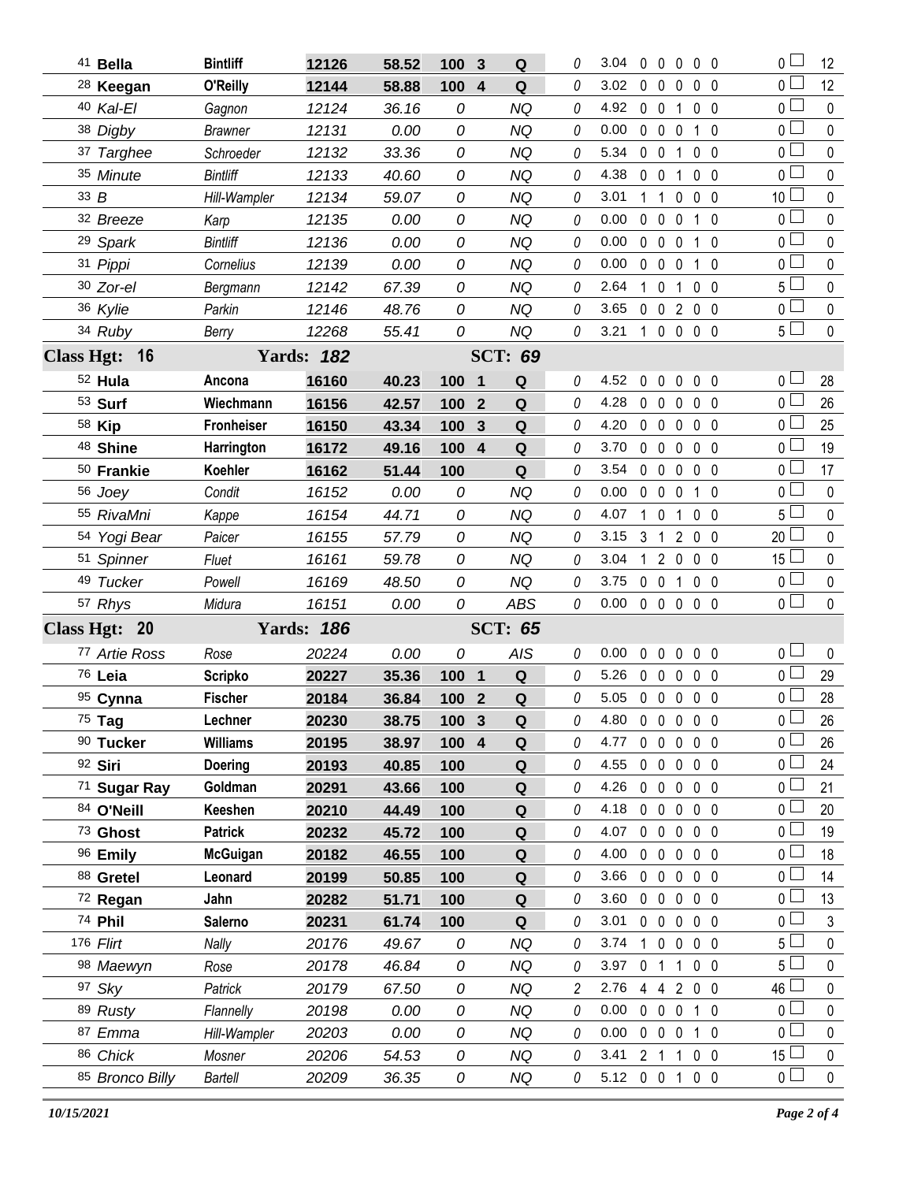| Armband | Dog | Handler | Reg # | Time | Score | Place | Q | | YPS | | | | | | Pts | Total |
|---|---|---|---|---|---|---|---|---|---|---|---|---|---|---|---|---|
| 41 | **Bella** | **Bintliff** | **12126** | **58.52** | **100** | **3** | **Q** | 0 | 3.04 | 0 | 0 | 0 | 0 | 0 | 0 | 12 |
| 28 | **Keegan** | **O'Reilly** | **12144** | **58.88** | **100** | **4** | **Q** | 0 | 3.02 | 0 | 0 | 0 | 0 | 0 | 0 | 12 |
| 40 | *Kal-El* | *Gagnon* | *12124* | *36.16* | *0* | | *NQ* | 0 | 4.92 | 0 | 0 | 1 | 0 | 0 | 0 | 0 |
| 38 | *Digby* | *Brawner* | *12131* | *0.00* | *0* | | *NQ* | 0 | 0.00 | 0 | 0 | 0 | 1 | 0 | 0 | 0 |
| 37 | *Targhee* | *Schroeder* | *12132* | *33.36* | *0* | | *NQ* | 0 | 5.34 | 0 | 0 | 1 | 0 | 0 | 0 | 0 |
| 35 | *Minute* | *Bintliff* | *12133* | *40.60* | *0* | | *NQ* | 0 | 4.38 | 0 | 0 | 1 | 0 | 0 | 0 | 0 |
| 33 | *B* | *Hill-Wampler* | *12134* | *59.07* | *0* | | *NQ* | 0 | 3.01 | 1 | 1 | 0 | 0 | 0 | 10 | 0 |
| 32 | *Breeze* | *Karp* | *12135* | *0.00* | *0* | | *NQ* | 0 | 0.00 | 0 | 0 | 0 | 1 | 0 | 0 | 0 |
| 29 | *Spark* | *Bintliff* | *12136* | *0.00* | *0* | | *NQ* | 0 | 0.00 | 0 | 0 | 0 | 1 | 0 | 0 | 0 |
| 31 | *Pippi* | *Cornelius* | *12139* | *0.00* | *0* | | *NQ* | 0 | 0.00 | 0 | 0 | 0 | 1 | 0 | 0 | 0 |
| 30 | *Zor-el* | *Bergmann* | *12142* | *67.39* | *0* | | *NQ* | 0 | 2.64 | 1 | 0 | 1 | 0 | 0 | 5 | 0 |
| 36 | *Kylie* | *Parkin* | *12146* | *48.76* | *0* | | *NQ* | 0 | 3.65 | 0 | 0 | 2 | 0 | 0 | 0 | 0 |
| 34 | *Ruby* | *Berry* | *12268* | *55.41* | *0* | | *NQ* | 0 | 3.21 | 1 | 0 | 0 | 0 | 0 | 5 | 0 |
| **Class Hgt: 16** | | **Yards: 182** | | | | **SCT: 69** | | | | | | | | | | |
| 52 | **Hula** | **Ancona** | **16160** | **40.23** | **100** | **1** | **Q** | 0 | 4.52 | 0 | 0 | 0 | 0 | 0 | 0 | 28 |
| 53 | **Surf** | **Wiechmann** | **16156** | **42.57** | **100** | **2** | **Q** | 0 | 4.28 | 0 | 0 | 0 | 0 | 0 | 0 | 26 |
| 58 | **Kip** | **Fronheiser** | **16150** | **43.34** | **100** | **3** | **Q** | 0 | 4.20 | 0 | 0 | 0 | 0 | 0 | 0 | 25 |
| 48 | **Shine** | **Harrington** | **16172** | **49.16** | **100** | **4** | **Q** | 0 | 3.70 | 0 | 0 | 0 | 0 | 0 | 0 | 19 |
| 50 | **Frankie** | **Koehler** | **16162** | **51.44** | **100** | | **Q** | 0 | 3.54 | 0 | 0 | 0 | 0 | 0 | 0 | 17 |
| 56 | *Joey* | *Condit* | *16152* | *0.00* | *0* | | *NQ* | 0 | 0.00 | 0 | 0 | 0 | 1 | 0 | 0 | 0 |
| 55 | *RivaMni* | *Kappe* | *16154* | *44.71* | *0* | | *NQ* | 0 | 4.07 | 1 | 0 | 1 | 0 | 0 | 5 | 0 |
| 54 | *Yogi Bear* | *Paicer* | *16155* | *57.79* | *0* | | *NQ* | 0 | 3.15 | 3 | 1 | 2 | 0 | 0 | 20 | 0 |
| 51 | *Spinner* | *Fluet* | *16161* | *59.78* | *0* | | *NQ* | 0 | 3.04 | 1 | 2 | 0 | 0 | 0 | 15 | 0 |
| 49 | *Tucker* | *Powell* | *16169* | *48.50* | *0* | | *NQ* | 0 | 3.75 | 0 | 0 | 1 | 0 | 0 | 0 | 0 |
| 57 | *Rhys* | *Midura* | *16151* | *0.00* | *0* | | *ABS* | 0 | 0.00 | 0 | 0 | 0 | 0 | 0 | 0 | 0 |
| **Class Hgt: 20** | | **Yards: 186** | | | | **SCT: 65** | | | | | | | | | | |
| 77 | *Artie Ross* | *Rose* | *20224* | *0.00* | *0* | | *AIS* | 0 | 0.00 | 0 | 0 | 0 | 0 | 0 | 0 | 0 |
| 76 | **Leia** | **Scripko** | **20227** | **35.36** | **100** | **1** | **Q** | 0 | 5.26 | 0 | 0 | 0 | 0 | 0 | 0 | 29 |
| 95 | **Cynna** | **Fischer** | **20184** | **36.84** | **100** | **2** | **Q** | 0 | 5.05 | 0 | 0 | 0 | 0 | 0 | 0 | 28 |
| 75 | **Tag** | **Lechner** | **20230** | **38.75** | **100** | **3** | **Q** | 0 | 4.80 | 0 | 0 | 0 | 0 | 0 | 0 | 26 |
| 90 | **Tucker** | **Williams** | **20195** | **38.97** | **100** | **4** | **Q** | 0 | 4.77 | 0 | 0 | 0 | 0 | 0 | 0 | 26 |
| 92 | **Siri** | **Doering** | **20193** | **40.85** | **100** | | **Q** | 0 | 4.55 | 0 | 0 | 0 | 0 | 0 | 0 | 24 |
| 71 | **Sugar Ray** | **Goldman** | **20291** | **43.66** | **100** | | **Q** | 0 | 4.26 | 0 | 0 | 0 | 0 | 0 | 0 | 21 |
| 84 | **O'Neill** | **Keeshen** | **20210** | **44.49** | **100** | | **Q** | 0 | 4.18 | 0 | 0 | 0 | 0 | 0 | 0 | 20 |
| 73 | **Ghost** | **Patrick** | **20232** | **45.72** | **100** | | **Q** | 0 | 4.07 | 0 | 0 | 0 | 0 | 0 | 0 | 19 |
| 96 | **Emily** | **McGuigan** | **20182** | **46.55** | **100** | | **Q** | 0 | 4.00 | 0 | 0 | 0 | 0 | 0 | 0 | 18 |
| 88 | **Gretel** | **Leonard** | **20199** | **50.85** | **100** | | **Q** | 0 | 3.66 | 0 | 0 | 0 | 0 | 0 | 0 | 14 |
| 72 | **Regan** | **Jahn** | **20282** | **51.71** | **100** | | **Q** | 0 | 3.60 | 0 | 0 | 0 | 0 | 0 | 0 | 13 |
| 74 | **Phil** | **Salerno** | **20231** | **61.74** | **100** | | **Q** | 0 | 3.01 | 0 | 0 | 0 | 0 | 0 | 0 | 3 |
| 176 | *Flirt* | *Nally* | *20176* | *49.67* | *0* | | *NQ* | 0 | 3.74 | 1 | 0 | 0 | 0 | 0 | 5 | 0 |
| 98 | *Maewyn* | *Rose* | *20178* | *46.84* | *0* | | *NQ* | 0 | 3.97 | 0 | 1 | 1 | 0 | 0 | 5 | 0 |
| 97 | *Sky* | *Patrick* | *20179* | *67.50* | *0* | | *NQ* | 2 | 2.76 | 4 | 4 | 2 | 0 | 0 | 46 | 0 |
| 89 | *Rusty* | *Flannelly* | *20198* | *0.00* | *0* | | *NQ* | 0 | 0.00 | 0 | 0 | 0 | 1 | 0 | 0 | 0 |
| 87 | *Emma* | *Hill-Wampler* | *20203* | *0.00* | *0* | | *NQ* | 0 | 0.00 | 0 | 0 | 0 | 1 | 0 | 0 | 0 |
| 86 | *Chick* | *Mosner* | *20206* | *54.53* | *0* | | *NQ* | 0 | 3.41 | 2 | 1 | 1 | 0 | 0 | 15 | 0 |
| 85 | *Bronco Billy* | *Bartell* | *20209* | *36.35* | *0* | | *NQ* | 0 | 5.12 | 0 | 0 | 1 | 0 | 0 | 0 | 0 |

*10/15/2021*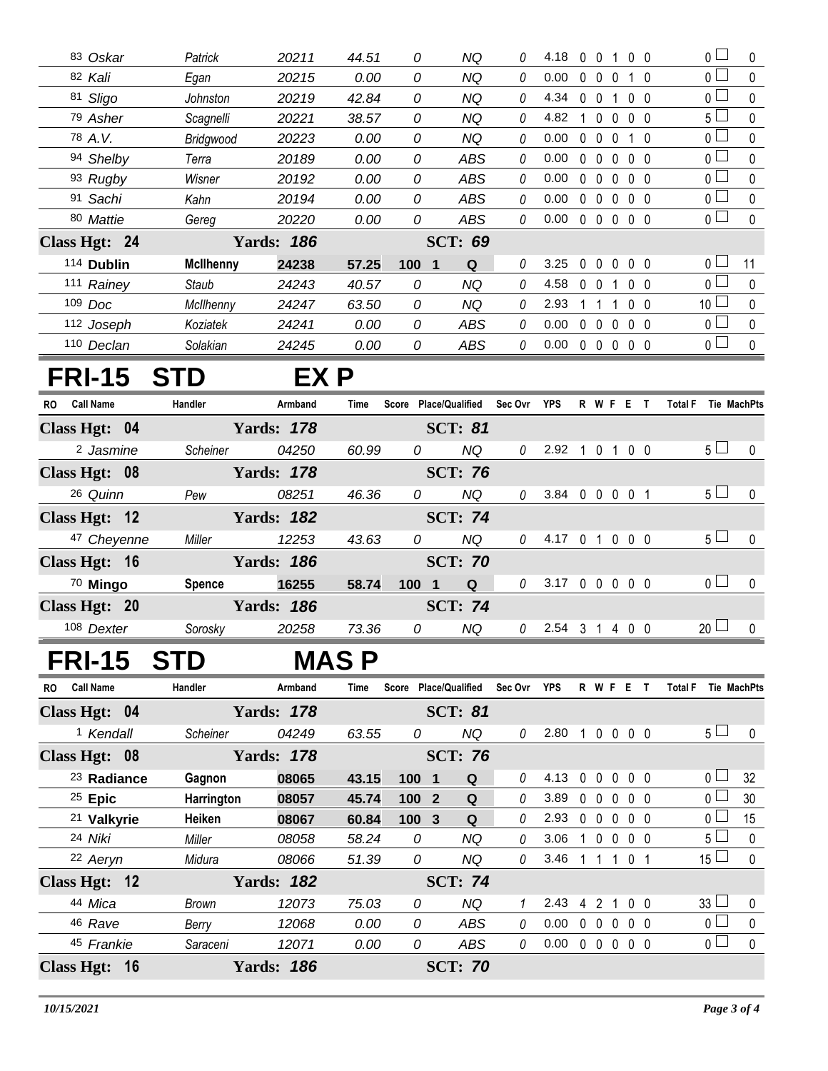| RO | Call Name | Handler | Armband | Time | Score | Place/Qualified | Sec Ovr | YPS | R | W | F | E | T | Total F | Tie | MachPts |
|---|---|---|---|---|---|---|---|---|---|---|---|---|---|---|---|---|
| 83 | *Oskar* | *Patrick* | *20211* | *44.51* | *0* | *NQ* | *0* | 4.18 | 0 | 0 | 1 | 0 | 0 | 0 | | 0 |
| 82 | *Kali* | *Egan* | *20215* | *0.00* | *0* | *NQ* | *0* | 0.00 | 0 | 0 | 0 | 1 | 0 | 0 | | 0 |
| 81 | *Sligo* | *Johnston* | *20219* | *42.84* | *0* | *NQ* | *0* | 4.34 | 0 | 0 | 1 | 0 | 0 | 0 | | 0 |
| 79 | *Asher* | *Scagnelli* | *20221* | *38.57* | *0* | *NQ* | *0* | 4.82 | 1 | 0 | 0 | 0 | 0 | 5 | | 0 |
| 78 | *A.V.* | *Bridgwood* | *20223* | *0.00* | *0* | *NQ* | *0* | 0.00 | 0 | 0 | 0 | 1 | 0 | 0 | | 0 |
| 94 | *Shelby* | *Terra* | *20189* | *0.00* | *0* | *ABS* | *0* | 0.00 | 0 | 0 | 0 | 0 | 0 | 0 | | 0 |
| 93 | *Rugby* | *Wisner* | *20192* | *0.00* | *0* | *ABS* | *0* | 0.00 | 0 | 0 | 0 | 0 | 0 | 0 | | 0 |
| 91 | *Sachi* | *Kahn* | *20194* | *0.00* | *0* | *ABS* | *0* | 0.00 | 0 | 0 | 0 | 0 | 0 | 0 | | 0 |
| 80 | *Mattie* | *Gereg* | *20220* | *0.00* | *0* | *ABS* | *0* | 0.00 | 0 | 0 | 0 | 0 | 0 | 0 | | 0 |
| **Class Hgt: 24** | | **Yards: 186** | | | | **SCT: 69** | | | | | | | | | | |
| 114 | **Dublin** | **McIlhenny** | **24238** | **57.25** | **100** | **1 Q** | *0* | 3.25 | 0 | 0 | 0 | 0 | 0 | 0 | | 11 |
| 111 | *Rainey* | *Staub* | *24243* | *40.57* | *0* | *NQ* | *0* | 4.58 | 0 | 0 | 1 | 0 | 0 | 0 | | 0 |
| 109 | *Doc* | *McIlhenny* | *24247* | *63.50* | *0* | *NQ* | *0* | 2.93 | 1 | 1 | 1 | 0 | 0 | 10 | | 0 |
| 112 | *Joseph* | *Koziatek* | *24241* | *0.00* | *0* | *ABS* | *0* | 0.00 | 0 | 0 | 0 | 0 | 0 | 0 | | 0 |
| 110 | *Declan* | *Solakian* | *24245* | *0.00* | *0* | *ABS* | *0* | 0.00 | 0 | 0 | 0 | 0 | 0 | 0 | | 0 |

# FRI-15 STD EX P

| RO | Call Name | Handler | Armband | Time | Score | Place/Qualified | Sec Ovr | YPS | R | W | F | E | T | Total F | Tie | MachPts |
|---|---|---|---|---|---|---|---|---|---|---|---|---|---|---|---|---|
| **Class Hgt: 04** | | **Yards: 178** | | | | **SCT: 81** | | | | | | | | | | |
| 2 | *Jasmine* | *Scheiner* | *04250* | *60.99* | *0* | *NQ* | *0* | 2.92 | 1 | 0 | 1 | 0 | 0 | 5 | | 0 |
| **Class Hgt: 08** | | **Yards: 178** | | | | **SCT: 76** | | | | | | | | | | |
| 26 | *Quinn* | *Pew* | *08251* | *46.36* | *0* | *NQ* | *0* | 3.84 | 0 | 0 | 0 | 0 | 1 | 5 | | 0 |
| **Class Hgt: 12** | | **Yards: 182** | | | | **SCT: 74** | | | | | | | | | | |
| 47 | *Cheyenne* | *Miller* | *12253* | *43.63* | *0* | *NQ* | *0* | 4.17 | 0 | 1 | 0 | 0 | 0 | 5 | | 0 |
| **Class Hgt: 16** | | **Yards: 186** | | | | **SCT: 70** | | | | | | | | | | |
| 70 | **Mingo** | **Spence** | **16255** | **58.74** | **100** | **1 Q** | *0* | 3.17 | 0 | 0 | 0 | 0 | 0 | 0 | | 0 |
| **Class Hgt: 20** | | **Yards: 186** | | | | **SCT: 74** | | | | | | | | | | |
| 108 | *Dexter* | *Sorosky* | *20258* | *73.36* | *0* | *NQ* | *0* | 2.54 | 3 | 1 | 4 | 0 | 0 | 20 | | 0 |

# FRI-15 STD MAS P

| RO | Call Name | Handler | Armband | Time | Score | Place/Qualified | Sec Ovr | YPS | R | W | F | E | T | Total F | Tie | MachPts |
|---|---|---|---|---|---|---|---|---|---|---|---|---|---|---|---|---|
| **Class Hgt: 04** | | **Yards: 178** | | | | **SCT: 81** | | | | | | | | | | |
| 1 | *Kendall* | *Scheiner* | *04249* | *63.55* | *0* | *NQ* | *0* | 2.80 | 1 | 0 | 0 | 0 | 0 | 5 | | 0 |
| **Class Hgt: 08** | | **Yards: 178** | | | | **SCT: 76** | | | | | | | | | | |
| 23 | **Radiance** | **Gagnon** | **08065** | **43.15** | **100** | **1 Q** | *0* | 4.13 | 0 | 0 | 0 | 0 | 0 | 0 | | 32 |
| 25 | **Epic** | **Harrington** | **08057** | **45.74** | **100** | **2 Q** | *0* | 3.89 | 0 | 0 | 0 | 0 | 0 | 0 | | 30 |
| 21 | **Valkyrie** | **Heiken** | **08067** | **60.84** | **100** | **3 Q** | *0* | 2.93 | 0 | 0 | 0 | 0 | 0 | 0 | | 15 |
| 24 | *Niki* | *Miller* | *08058* | *58.24* | *0* | *NQ* | *0* | 3.06 | 1 | 0 | 0 | 0 | 0 | 5 | | 0 |
| 22 | *Aeryn* | *Midura* | *08066* | *51.39* | *0* | *NQ* | *0* | 3.46 | 1 | 1 | 1 | 0 | 1 | 15 | | 0 |
| **Class Hgt: 12** | | **Yards: 182** | | | | **SCT: 74** | | | | | | | | | | |
| 44 | *Mica* | *Brown* | *12073* | *75.03* | *0* | *NQ* | *1* | 2.43 | 4 | 2 | 1 | 0 | 0 | 33 | | 0 |
| 46 | *Rave* | *Berry* | *12068* | *0.00* | *0* | *ABS* | *0* | 0.00 | 0 | 0 | 0 | 0 | 0 | 0 | | 0 |
| 45 | *Frankie* | *Saraceni* | *12071* | *0.00* | *0* | *ABS* | *0* | 0.00 | 0 | 0 | 0 | 0 | 0 | 0 | | 0 |
| **Class Hgt: 16** | | **Yards: 186** | | | | **SCT: 70** | | | | | | | | | | |

*10/15/2021*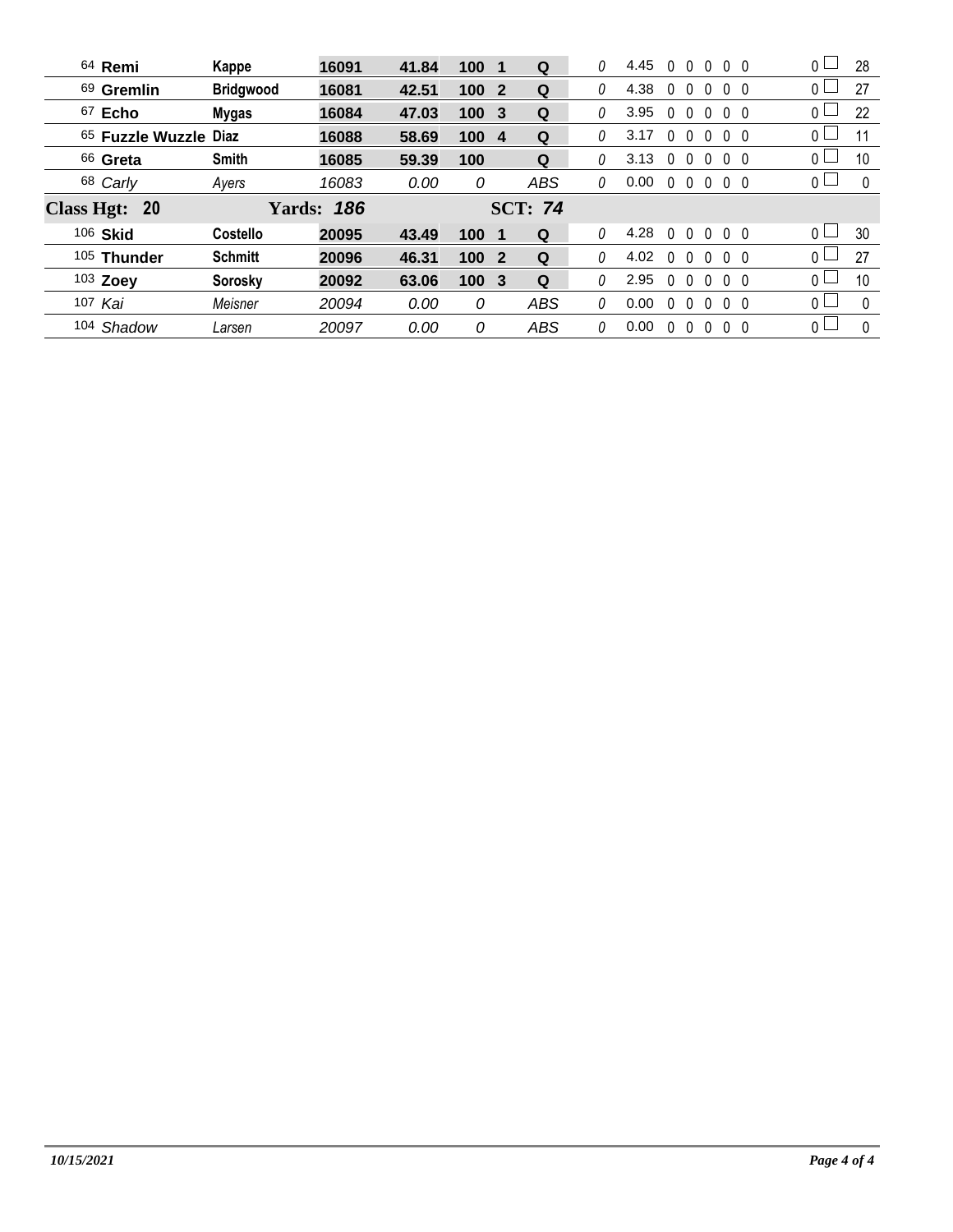| | | | | | | | | | | | | | | | | |
|---|---|---|---|---|---|---|---|---|---|---|---|---|---|---|---|---|
| 64 **Remi** | **Kappe** | **16091** | **41.84** | **100** | **1** | **Q** | 0 | 4.45 | 0 | 0 | 0 | 0 | 0 | 0 | ☐ | 28 |
| 69 **Gremlin** | **Bridgwood** | **16081** | **42.51** | **100** | **2** | **Q** | 0 | 4.38 | 0 | 0 | 0 | 0 | 0 | 0 | ☐ | 27 |
| 67 **Echo** | **Mygas** | **16084** | **47.03** | **100** | **3** | **Q** | 0 | 3.95 | 0 | 0 | 0 | 0 | 0 | 0 | ☐ | 22 |
| 65 **Fuzzle Wuzzle** | **Diaz** | **16088** | **58.69** | **100** | **4** | **Q** | 0 | 3.17 | 0 | 0 | 0 | 0 | 0 | 0 | ☐ | 11 |
| 66 **Greta** | **Smith** | **16085** | **59.39** | **100** | | **Q** | 0 | 3.13 | 0 | 0 | 0 | 0 | 0 | 0 | ☐ | 10 |
| 68 *Carly* | *Ayers* | *16083* | *0.00* | *0* | | *ABS* | 0 | 0.00 | 0 | 0 | 0 | 0 | 0 | 0 | ☐ | 0 |
| **Class Hgt: 20** | | **Yards: 186** | | | | **SCT: 74** | | | | | | | | | | |
| 106 **Skid** | **Costello** | **20095** | **43.49** | **100** | **1** | **Q** | 0 | 4.28 | 0 | 0 | 0 | 0 | 0 | 0 | ☐ | 30 |
| 105 **Thunder** | **Schmitt** | **20096** | **46.31** | **100** | **2** | **Q** | 0 | 4.02 | 0 | 0 | 0 | 0 | 0 | 0 | ☐ | 27 |
| 103 **Zoey** | **Sorosky** | **20092** | **63.06** | **100** | **3** | **Q** | 0 | 2.95 | 0 | 0 | 0 | 0 | 0 | 0 | ☐ | 10 |
| 107 *Kai* | *Meisner* | *20094* | *0.00* | *0* | | *ABS* | 0 | 0.00 | 0 | 0 | 0 | 0 | 0 | 0 | ☐ | 0 |
| 104 *Shadow* | *Larsen* | *20097* | *0.00* | *0* | | *ABS* | 0 | 0.00 | 0 | 0 | 0 | 0 | 0 | 0 | ☐ | 0 |

*10/15/2021*